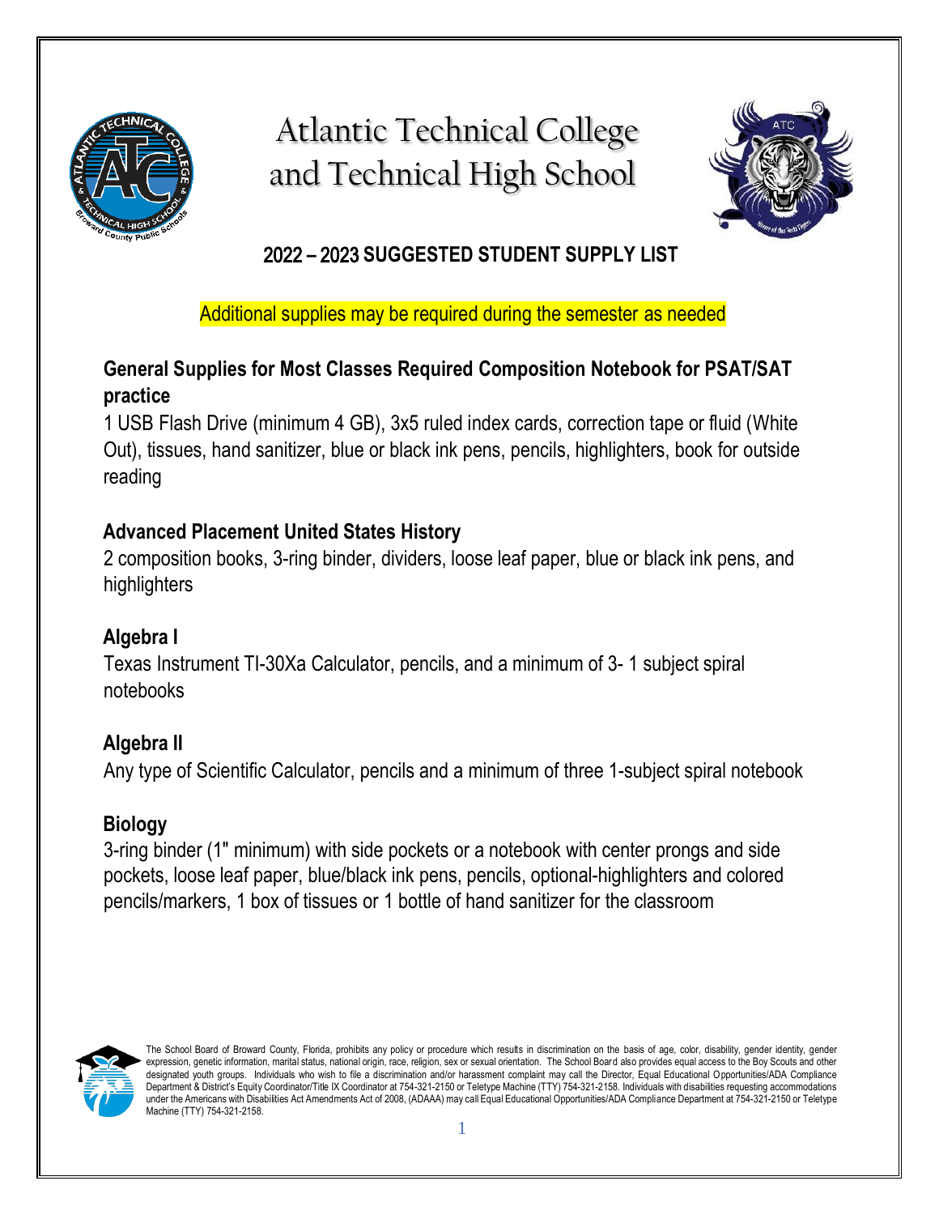# Atlantic Technical College and Technical High School

## 2022 – 2023 SUGGESTED STUDENT SUPPLY LIST

Additional supplies may be required during the semester as needed

### General Supplies for Most Classes Required Composition Notebook for PSAT/SAT practice

1 USB Flash Drive (minimum 4 GB), 3x5 ruled index cards, correction tape or fluid (White Out), tissues, hand sanitizer, blue or black ink pens, pencils, highlighters, book for outside reading

### Advanced Placement United States History

2 composition books, 3-ring binder, dividers, loose leaf paper, blue or black ink pens, and highlighters

### Algebra I

Texas Instrument TI-30Xa Calculator, pencils, and a minimum of 3- 1 subject spiral notebooks

### Algebra II

Any type of Scientific Calculator, pencils and a minimum of three 1-subject spiral notebook

### Biology

3-ring binder (1" minimum) with side pockets or a notebook with center prongs and side pockets, loose leaf paper, blue/black ink pens, pencils, optional-highlighters and colored pencils/markers, 1 box of tissues or 1 bottle of hand sanitizer for the classroom

The School Board of Broward County, Florida, prohibits any policy or procedure which results in discrimination on the basis of age, color, disability, gender identity, gender expression, genetic information, marital status, national origin, race, religion, sex or sexual orientation. The School Board also provides equal access to the Boy Scouts and other designated youth groups. Individuals who wish to file a discrimination and/or harassment complaint may call the Director, Equal Educational Opportunities/ADA Compliance Department & District's Equity Coordinator/Title IX Coordinator at 754-321-2150 or Teletype Machine (TTY) 754-321-2158. Individuals with disabilities requesting accommodations under the Americans with Disabilities Act Amendments Act of 2008, (ADAAA) may call Equal Educational Opportunities/ADA Compliance Department at 754-321-2150 or Teletype Machine (TTY) 754-321-2158.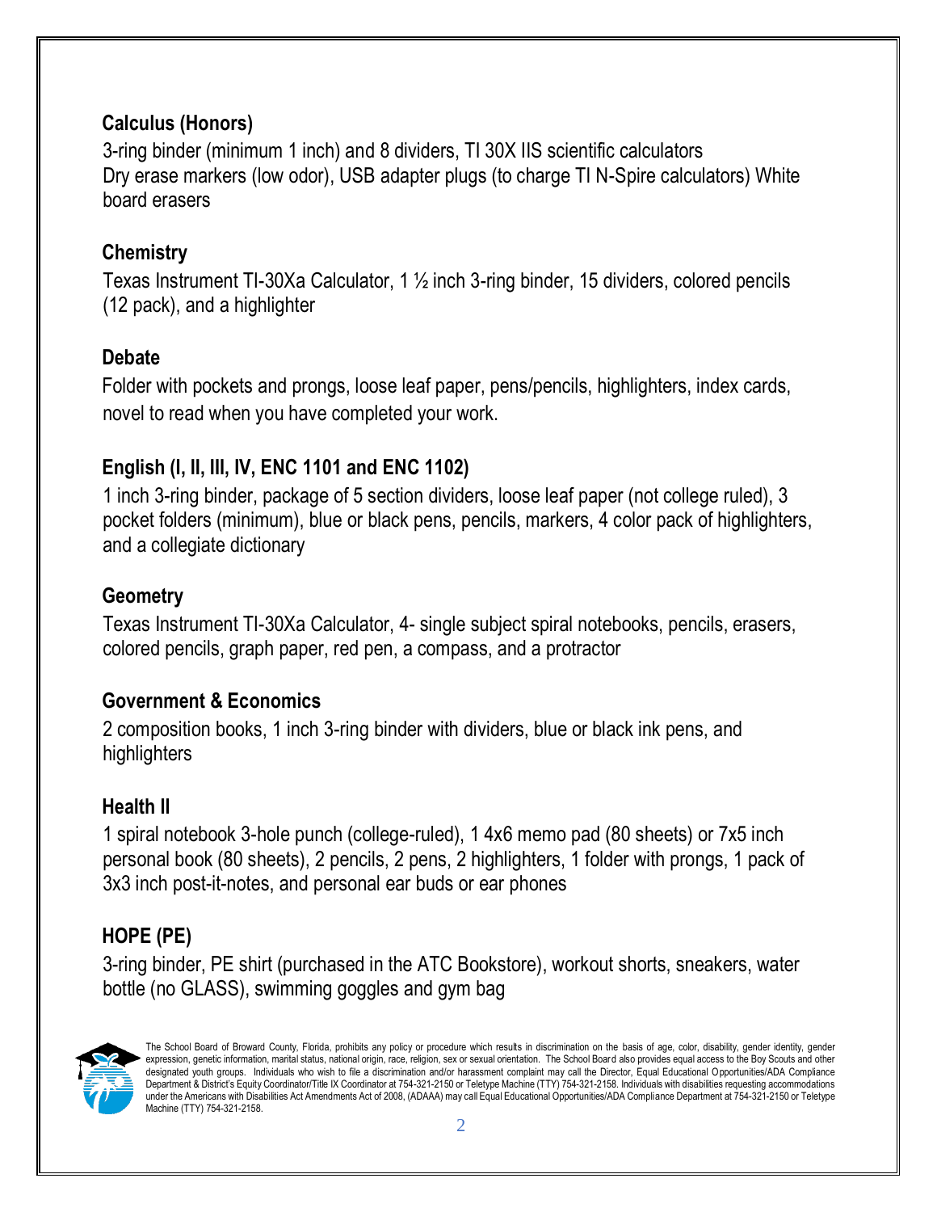### Calculus (Honors)

3-ring binder (minimum 1 inch) and 8 dividers, TI 30X IIS scientific calculators
Dry erase markers (low odor), USB adapter plugs (to charge TI N-Spire calculators) White board erasers

### Chemistry

Texas Instrument TI-30Xa Calculator, 1 ½ inch 3-ring binder, 15 dividers, colored pencils (12 pack), and a highlighter

### Debate

Folder with pockets and prongs, loose leaf paper, pens/pencils, highlighters, index cards, novel to read when you have completed your work.

### English (I, II, III, IV, ENC 1101 and ENC 1102)

1 inch 3-ring binder, package of 5 section dividers, loose leaf paper (not college ruled), 3 pocket folders (minimum), blue or black pens, pencils, markers, 4 color pack of highlighters, and a collegiate dictionary

### Geometry

Texas Instrument TI-30Xa Calculator, 4- single subject spiral notebooks, pencils, erasers, colored pencils, graph paper, red pen, a compass, and a protractor

### Government & Economics

2 composition books, 1 inch 3-ring binder with dividers, blue or black ink pens, and highlighters

### Health II

1 spiral notebook 3-hole punch (college-ruled), 1 4x6 memo pad (80 sheets) or 7x5 inch personal book (80 sheets), 2 pencils, 2 pens, 2 highlighters, 1 folder with prongs, 1 pack of 3x3 inch post-it-notes, and personal ear buds or ear phones

### HOPE (PE)

3-ring binder, PE shirt (purchased in the ATC Bookstore), workout shorts, sneakers, water bottle (no GLASS), swimming goggles and gym bag

The School Board of Broward County, Florida, prohibits any policy or procedure which results in discrimination on the basis of age, color, disability, gender identity, gender expression, genetic information, marital status, national origin, race, religion, sex or sexual orientation. The School Board also provides equal access to the Boy Scouts and other designated youth groups. Individuals who wish to file a discrimination and/or harassment complaint may call the Director, Equal Educational Opportunities/ADA Compliance Department & District's Equity Coordinator/Title IX Coordinator at 754-321-2150 or Teletype Machine (TTY) 754-321-2158. Individuals with disabilities requesting accommodations under the Americans with Disabilities Act Amendments Act of 2008, (ADAAA) may call Equal Educational Opportunities/ADA Compliance Department at 754-321-2150 or Teletype Machine (TTY) 754-321-2158.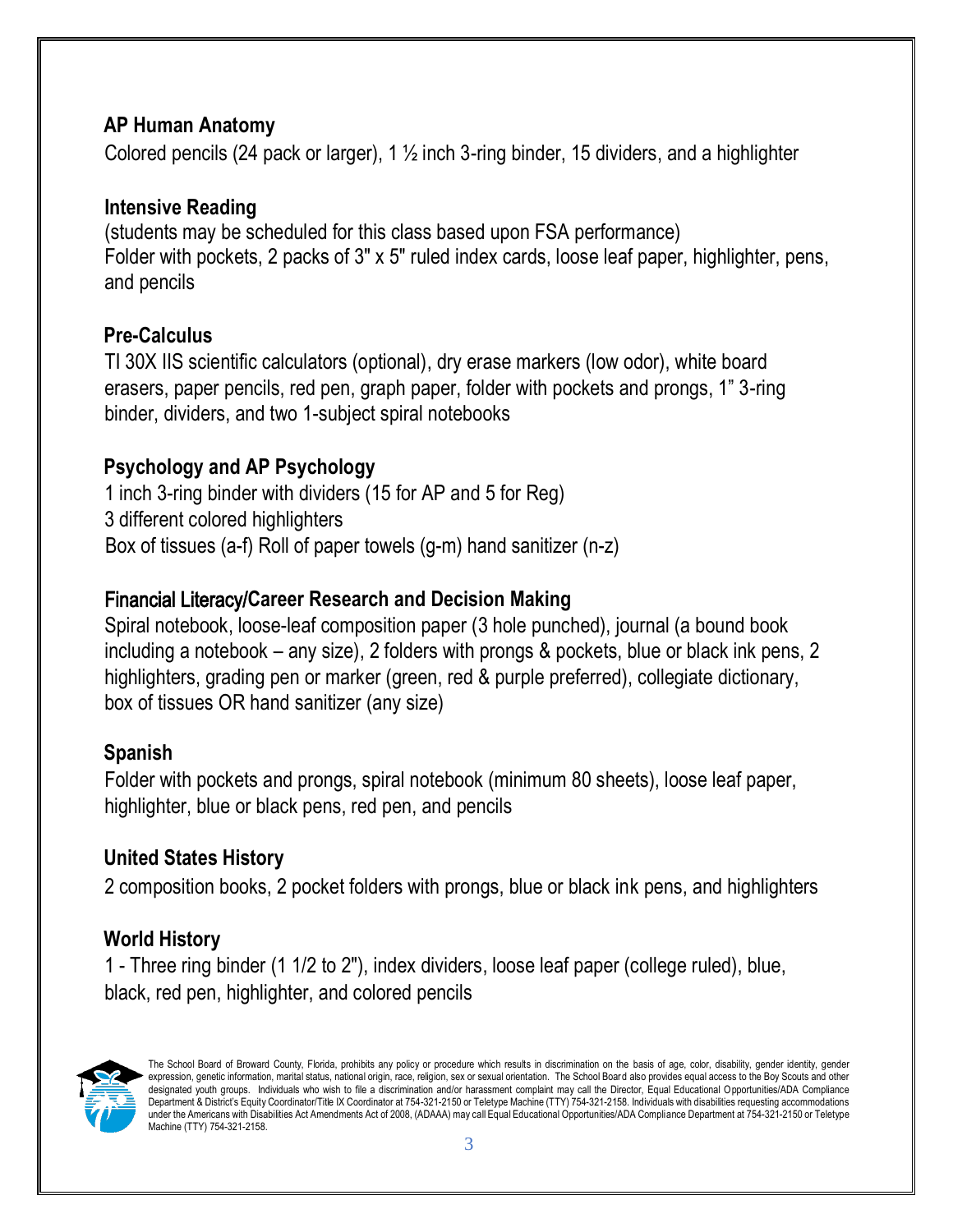## AP Human Anatomy

Colored pencils (24 pack or larger), 1 ½ inch 3-ring binder, 15 dividers, and a highlighter

## Intensive Reading

(students may be scheduled for this class based upon FSA performance)
Folder with pockets, 2 packs of 3" x 5" ruled index cards, loose leaf paper, highlighter, pens, and pencils

## Pre-Calculus

TI 30X IIS scientific calculators (optional), dry erase markers (low odor), white board erasers, paper pencils, red pen, graph paper, folder with pockets and prongs, 1" 3-ring binder, dividers, and two 1-subject spiral notebooks

## Psychology and AP Psychology

1 inch 3-ring binder with dividers (15 for AP and 5 for Reg)
3 different colored highlighters
Box of tissues (a-f) Roll of paper towels (g-m) hand sanitizer (n-z)

## Financial Literacy/Career Research and Decision Making

Spiral notebook, loose-leaf composition paper (3 hole punched), journal (a bound book including a notebook – any size), 2 folders with prongs & pockets, blue or black ink pens, 2 highlighters, grading pen or marker (green, red & purple preferred), collegiate dictionary, box of tissues OR hand sanitizer (any size)

## Spanish

Folder with pockets and prongs, spiral notebook (minimum 80 sheets), loose leaf paper, highlighter, blue or black pens, red pen, and pencils

## United States History

2 composition books, 2 pocket folders with prongs, blue or black ink pens, and highlighters

## World History

1 - Three ring binder (1 1/2 to 2"), index dividers, loose leaf paper (college ruled), blue, black, red pen, highlighter, and colored pencils

The School Board of Broward County, Florida, prohibits any policy or procedure which results in discrimination on the basis of age, color, disability, gender identity, gender expression, genetic information, marital status, national origin, race, religion, sex or sexual orientation. The School Board also provides equal access to the Boy Scouts and other designated youth groups. Individuals who wish to file a discrimination and/or harassment complaint may call the Director, Equal Educational Opportunities/ADA Compliance Department & District's Equity Coordinator/Title IX Coordinator at 754-321-2150 or Teletype Machine (TTY) 754-321-2158. Individuals with disabilities requesting accommodations under the Americans with Disabilities Act Amendments Act of 2008, (ADAAA) may call Equal Educational Opportunities/ADA Compliance Department at 754-321-2150 or Teletype Machine (TTY) 754-321-2158.